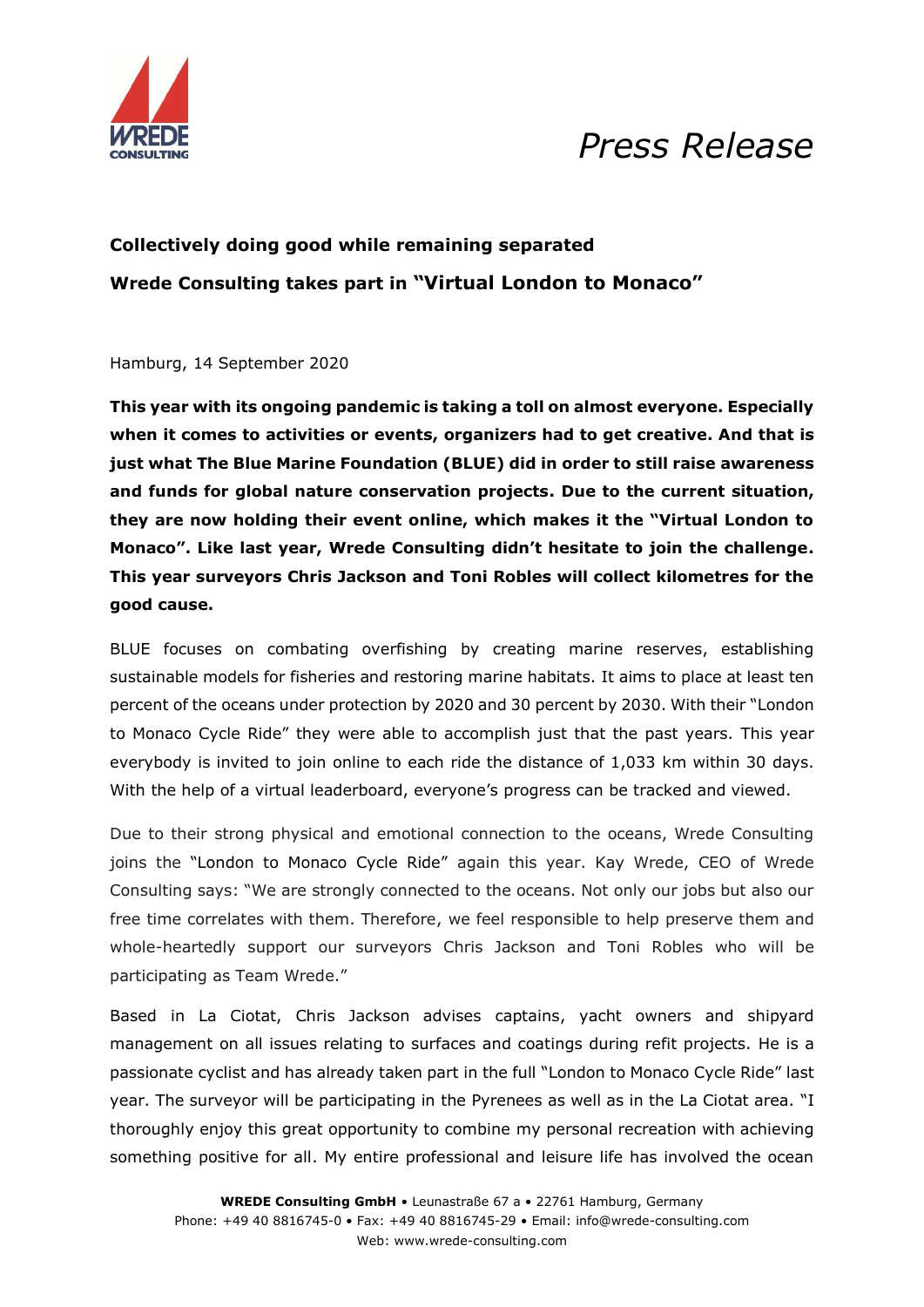*Press Release*

**Collectively doing good while remaining separated**

**Wrede Consulting takes part in "Virtual London to Monaco"**

Hamburg, 14 September 2020

**This year with its ongoing pandemic is taking a toll on almost everyone. Especially when it comes to activities or events, organizers had to get creative. And that is just what The Blue Marine Foundation (BLUE) did in order to still raise awareness and funds for global nature conservation projects. Due to the current situation, they are now holding their event online, which makes it the "Virtual London to Monaco". Like last year, Wrede Consulting didn't hesitate to join the challenge. This year surveyors Chris Jackson and Toni Robles will collect kilometres for the good cause.**

BLUE focuses on combating overfishing by creating marine reserves, establishing sustainable models for fisheries and restoring marine habitats. It aims to place at least ten percent of the oceans under protection by 2020 and 30 percent by 2030. With their "London to Monaco Cycle Ride" they were able to accomplish just that the past years. This year everybody is invited to join online to each ride the distance of 1,033 km within 30 days. With the help of a virtual leaderboard, everyone's progress can be tracked and viewed.

Due to their strong physical and emotional connection to the oceans, Wrede Consulting joins the "London to Monaco Cycle Ride" again this year. Kay Wrede, CEO of Wrede Consulting says: "We are strongly connected to the oceans. Not only our jobs but also our free time correlates with them. Therefore, we feel responsible to help preserve them and whole-heartedly support our surveyors Chris Jackson and Toni Robles who will be participating as Team Wrede."

Based in La Ciotat, Chris Jackson advises captains, yacht owners and shipyard management on all issues relating to surfaces and coatings during refit projects. He is a passionate cyclist and has already taken part in the full "London to Monaco Cycle Ride" last year. The surveyor will be participating in the Pyrenees as well as in the La Ciotat area. "I thoroughly enjoy this great opportunity to combine my personal recreation with achieving something positive for all. My entire professional and leisure life has involved the ocean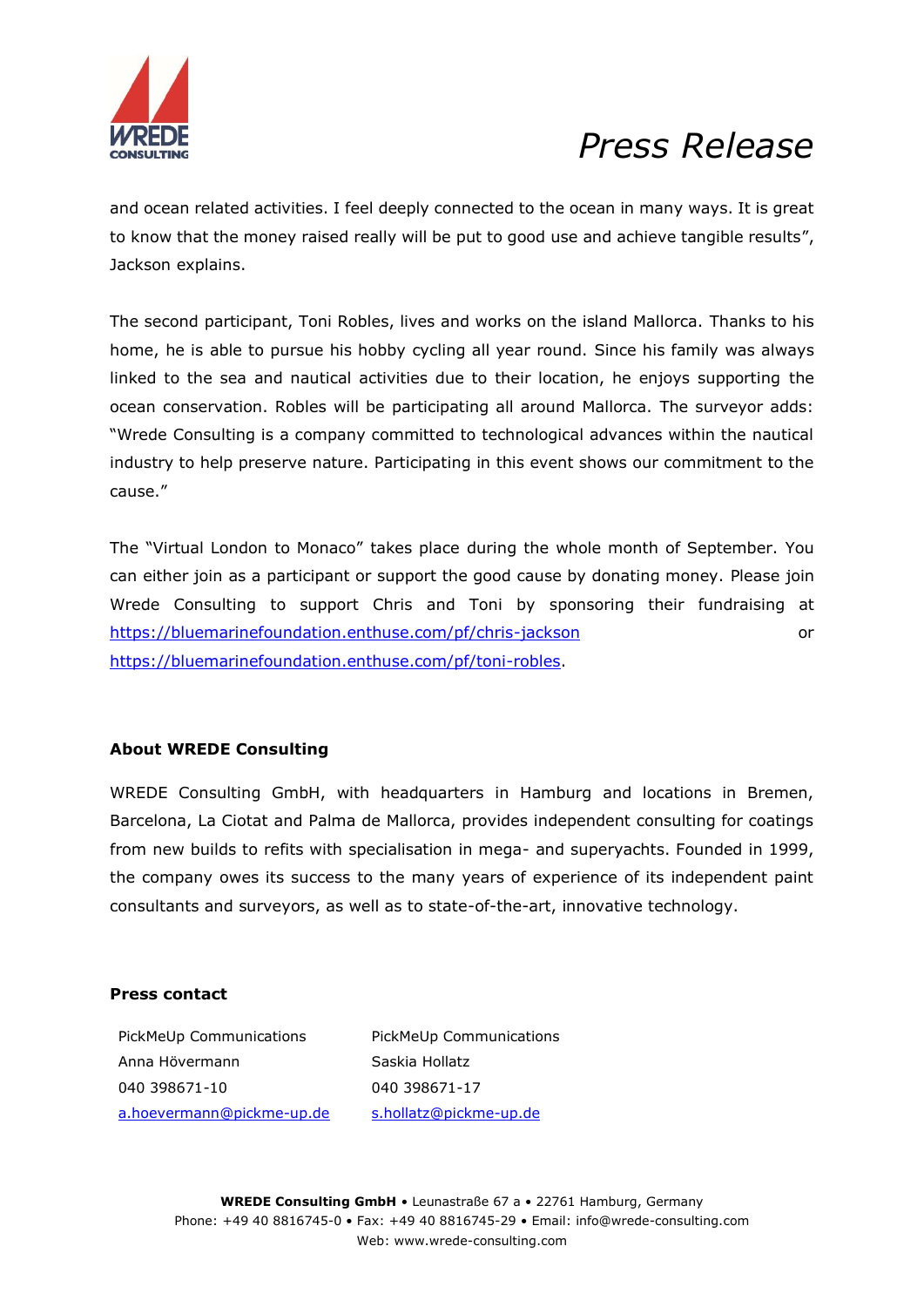and ocean related activities. I feel deeply connected to the ocean in many ways. It is great to know that the money raised really will be put to good use and achieve tangible results", Jackson explains.

The second participant, Toni Robles, lives and works on the island Mallorca. Thanks to his home, he is able to pursue his hobby cycling all year round. Since his family was always linked to the sea and nautical activities due to their location, he enjoys supporting the ocean conservation. Robles will be participating all around Mallorca. The surveyor adds: "Wrede Consulting is a company committed to technological advances within the nautical industry to help preserve nature. Participating in this event shows our commitment to the cause."

The "Virtual London to Monaco" takes place during the whole month of September. You can either join as a participant or support the good cause by donating money. Please join Wrede Consulting to support Chris and Toni by sponsoring their fundraising at https://bluemarinefoundation.enthuse.com/pf/chris-jackson or https://bluemarinefoundation.enthuse.com/pf/toni-robles.

**About WREDE Consulting**

WREDE Consulting GmbH, with headquarters in Hamburg and locations in Bremen, Barcelona, La Ciotat and Palma de Mallorca, provides independent consulting for coatings from new builds to refits with specialisation in mega- and superyachts. Founded in 1999, the company owes its success to the many years of experience of its independent paint consultants and surveyors, as well as to state-of-the-art, innovative technology.

**Press contact**

| | |
|---|---|
| PickMeUp Communications | PickMeUp Communications |
| Anna Hövermann | Saskia Hollatz |
| 040 398671-10 | 040 398671-17 |
| a.hoevermann@pickme-up.de | s.hollatz@pickme-up.de |